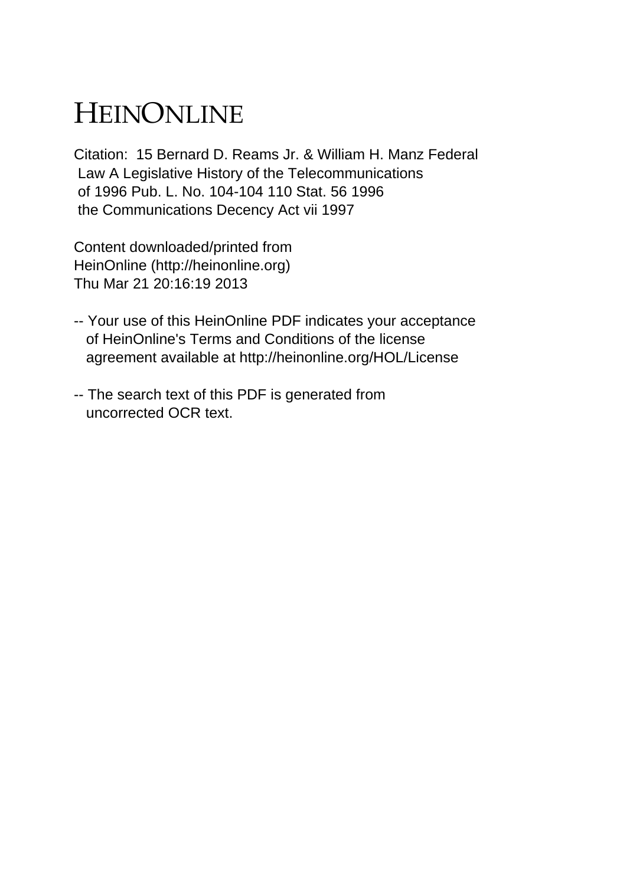# HEINONLINE

Citation: 15 Bernard D. Reams Jr. & William H. Manz Federal Law A Legislative History of the Telecommunications of 1996 Pub. L. No. 104-104 110 Stat. 56 1996 the Communications Decency Act vii 1997

Content downloaded/printed from HeinOnline (http://heinonline.org)
Thu Mar 21 20:16:19 2013

-- Your use of this HeinOnline PDF indicates your acceptance of HeinOnline's Terms and Conditions of the license agreement available at http://heinonline.org/HOL/License

-- The search text of this PDF is generated from uncorrected OCR text.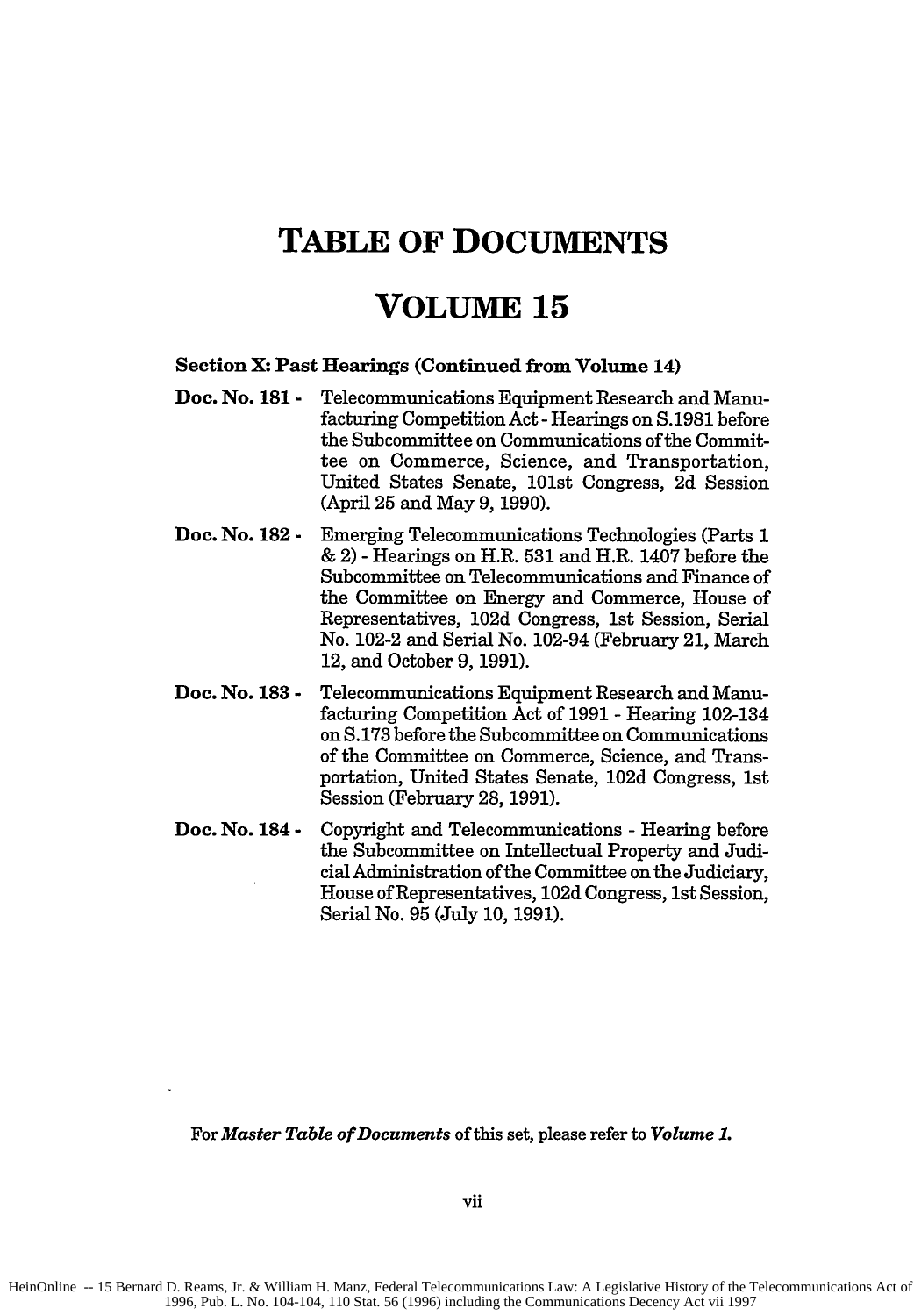# TABLE OF DOCUMENTS

# VOLUME 15

**Section X: Past Hearings (Continued from Volume 14)**

**Doc. No. 181 -** Telecommunications Equipment Research and Manufacturing Competition Act - Hearings on S.1981 before the Subcommittee on Communications of the Committee on Commerce, Science, and Transportation, United States Senate, 101st Congress, 2d Session (April 25 and May 9, 1990).

**Doc. No. 182 -** Emerging Telecommunications Technologies (Parts 1 & 2) - Hearings on H.R. 531 and H.R. 1407 before the Subcommittee on Telecommunications and Finance of the Committee on Energy and Commerce, House of Representatives, 102d Congress, 1st Session, Serial No. 102-2 and Serial No. 102-94 (February 21, March 12, and October 9, 1991).

**Doc. No. 183 -** Telecommunications Equipment Research and Manufacturing Competition Act of 1991 - Hearing 102-134 on S.173 before the Subcommittee on Communications of the Committee on Commerce, Science, and Transportation, United States Senate, 102d Congress, 1st Session (February 28, 1991).

**Doc. No. 184 -** Copyright and Telecommunications - Hearing before the Subcommittee on Intellectual Property and Judicial Administration of the Committee on the Judiciary, House of Representatives, 102d Congress, 1st Session, Serial No. 95 (July 10, 1991).

For *Master Table of Documents* of this set, please refer to *Volume 1.*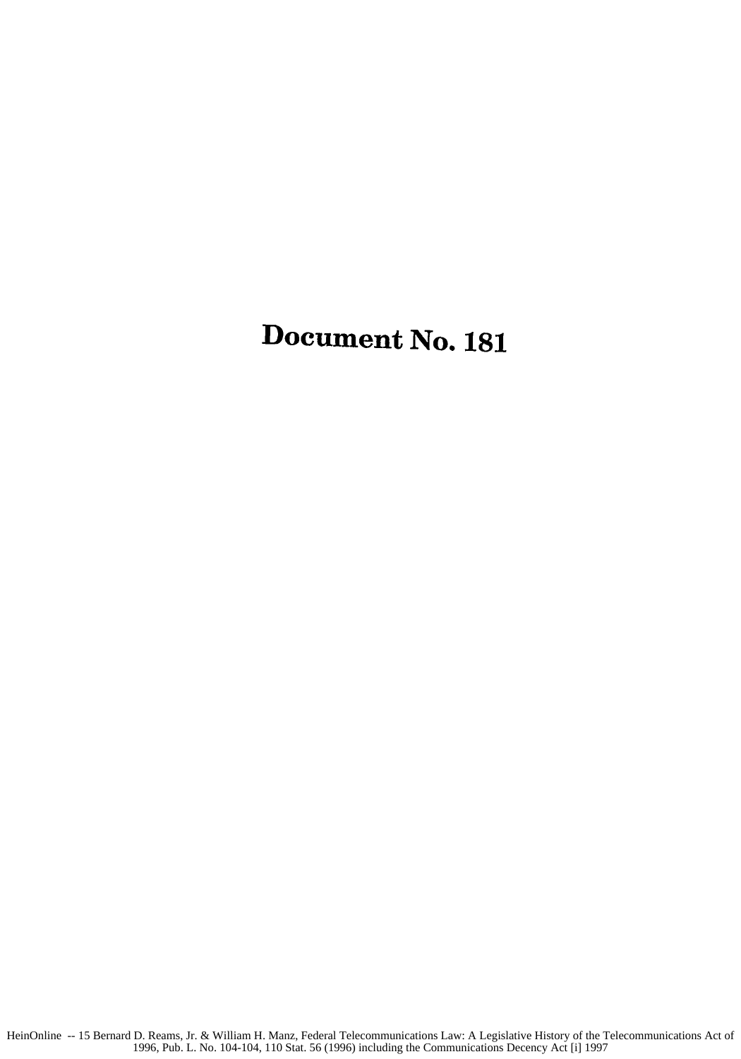# Document No. 181